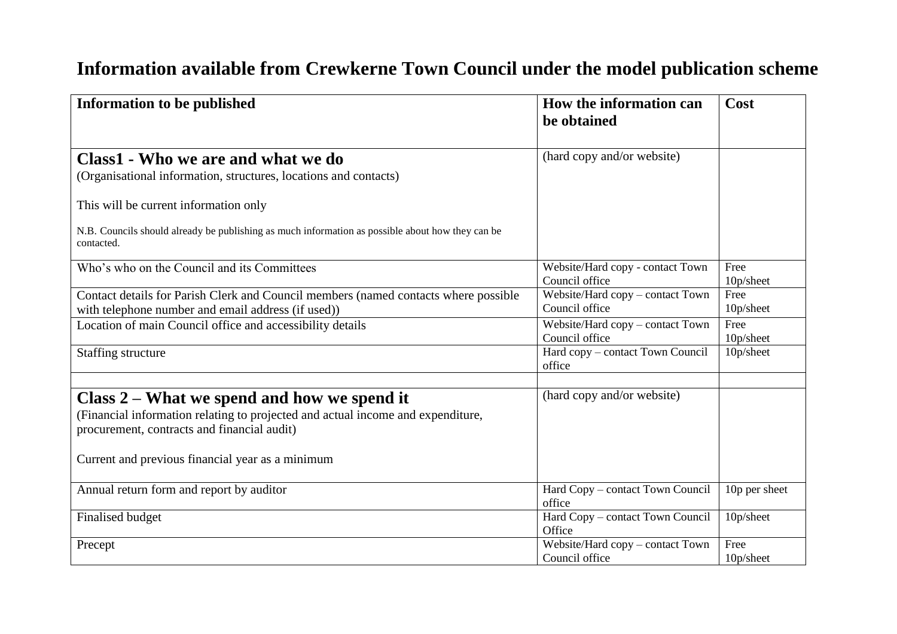# Information available from Crewkerne Town Council under the model publication scheme

| Information to be published | How the information can be obtained | Cost |
|---|---|---|
| **Class1 - Who we are and what we do**<br>(Organisational information, structures, locations and contacts)<br><br>This will be current information only<br><br>N.B. Councils should already be publishing as much information as possible about how they can be contacted. | (hard copy and/or website) | |
| Who's who on the Council and its Committees | Website/Hard copy - contact Town Council office | Free<br>10p/sheet |
| Contact details for Parish Clerk and Council members (named contacts where possible with telephone number and email address (if used)) | Website/Hard copy – contact Town Council office | Free<br>10p/sheet |
| Location of main Council office and accessibility details | Website/Hard copy – contact Town Council office | Free<br>10p/sheet |
| Staffing structure | Hard copy – contact Town Council office | 10p/sheet |
| | | |
| **Class 2 – What we spend and how we spend it**<br>(Financial information relating to projected and actual income and expenditure, procurement, contracts and financial audit)<br><br>Current and previous financial year as a minimum | (hard copy and/or website) | |
| Annual return form and report by auditor | Hard Copy – contact Town Council office | 10p per sheet |
| Finalised budget | Hard Copy – contact Town Council Office | 10p/sheet |
| Precept | Website/Hard copy – contact Town Council office | Free<br>10p/sheet |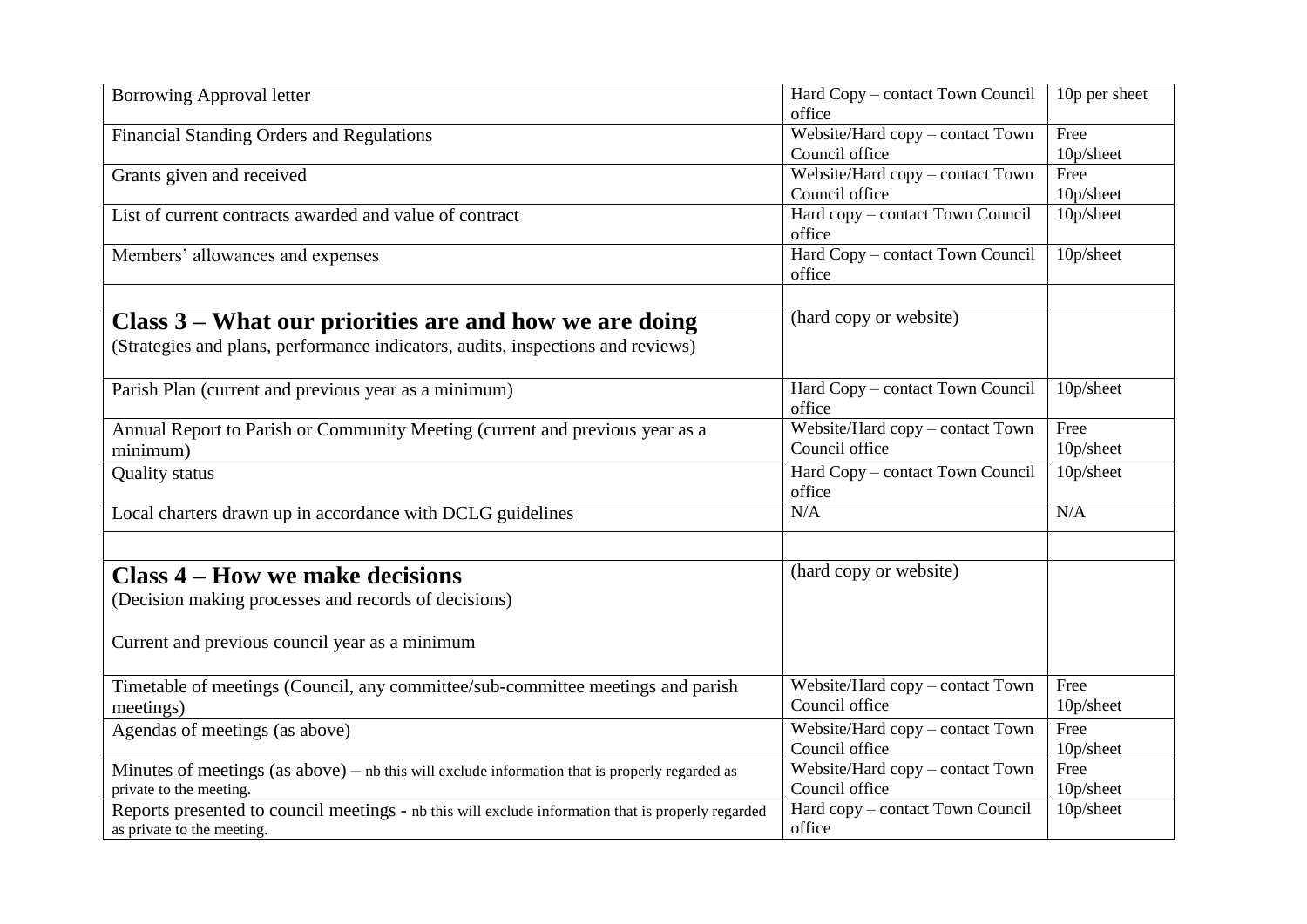| | | |
|---|---|---|
| Borrowing Approval letter | Hard Copy – contact Town Council office | 10p per sheet |
| Financial Standing Orders and Regulations | Website/Hard copy – contact Town Council office | Free 10p/sheet |
| Grants given and received | Website/Hard copy – contact Town Council office | Free 10p/sheet |
| List of current contracts awarded and value of contract | Hard copy – contact Town Council office | 10p/sheet |
| Members' allowances and expenses | Hard Copy – contact Town Council office | 10p/sheet |
| | | |
| **Class 3 – What our priorities are and how we are doing** (Strategies and plans, performance indicators, audits, inspections and reviews) | (hard copy or website) | |
| Parish Plan (current and previous year as a minimum) | Hard Copy – contact Town Council office | 10p/sheet |
| Annual Report to Parish or Community Meeting (current and previous year as a minimum) | Website/Hard copy – contact Town Council office | Free 10p/sheet |
| Quality status | Hard Copy – contact Town Council office | 10p/sheet |
| Local charters drawn up in accordance with DCLG guidelines | N/A | N/A |
| | | |
| **Class 4 – How we make decisions** (Decision making processes and records of decisions) Current and previous council year as a minimum | (hard copy or website) | |
| Timetable of meetings (Council, any committee/sub-committee meetings and parish meetings) | Website/Hard copy – contact Town Council office | Free 10p/sheet |
| Agendas of meetings (as above) | Website/Hard copy – contact Town Council office | Free 10p/sheet |
| Minutes of meetings (as above) – nb this will exclude information that is properly regarded as private to the meeting. | Website/Hard copy – contact Town Council office | Free 10p/sheet |
| Reports presented to council meetings - nb this will exclude information that is properly regarded as private to the meeting. | Hard copy – contact Town Council office | 10p/sheet |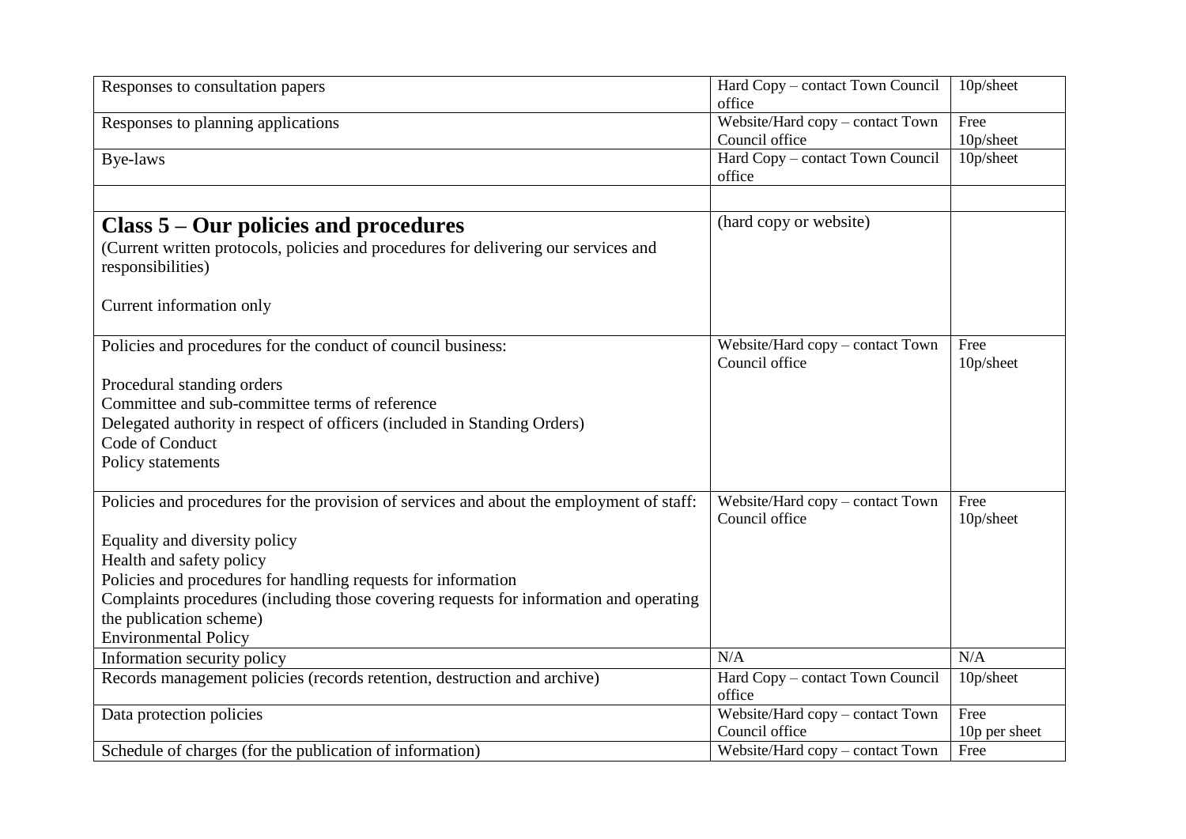| | | |
|---|---|---|
| Responses to consultation papers | Hard Copy – contact Town Council office | 10p/sheet |
| Responses to planning applications | Website/Hard copy – contact Town Council office | Free<br>10p/sheet |
| Bye-laws | Hard Copy – contact Town Council office | 10p/sheet |
| | | |
| **Class 5 – Our policies and procedures**<br>(Current written protocols, policies and procedures for delivering our services and responsibilities)<br><br>Current information only | (hard copy or website) | |
| Policies and procedures for the conduct of council business:<br><br>Procedural standing orders<br>Committee and sub-committee terms of reference<br>Delegated authority in respect of officers (included in Standing Orders)<br>Code of Conduct<br>Policy statements | Website/Hard copy – contact Town Council office | Free<br>10p/sheet |
| Policies and procedures for the provision of services and about the employment of staff:<br><br>Equality and diversity policy<br>Health and safety policy<br>Policies and procedures for handling requests for information<br>Complaints procedures (including those covering requests for information and operating the publication scheme)<br>Environmental Policy | Website/Hard copy – contact Town Council office | Free<br>10p/sheet |
| Information security policy | N/A | N/A |
| Records management policies (records retention, destruction and archive) | Hard Copy – contact Town Council office | 10p/sheet |
| Data protection policies | Website/Hard copy – contact Town Council office | Free<br>10p per sheet |
| Schedule of charges (for the publication of information) | Website/Hard copy – contact Town | Free |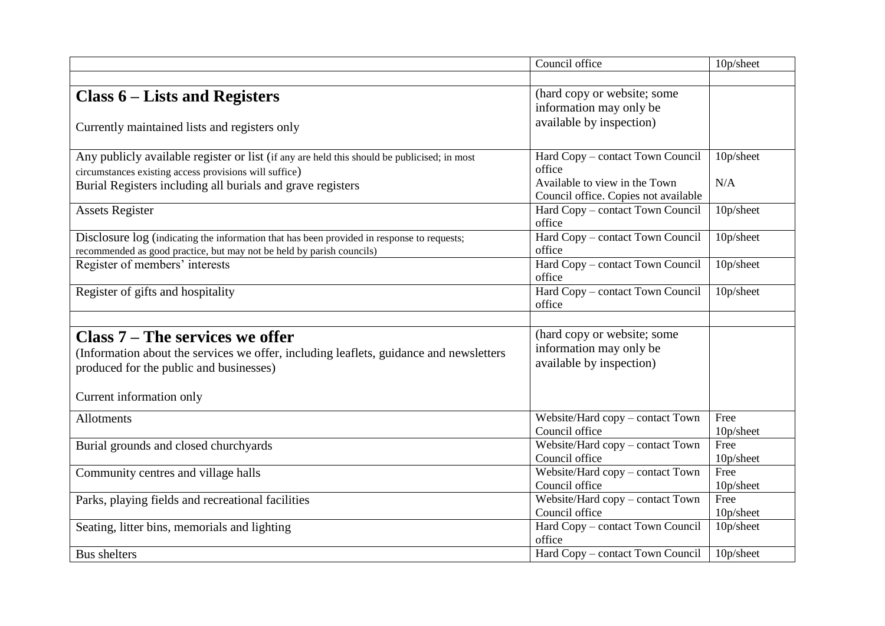| | | |
|---|---|---|
| | Council office | 10p/sheet |
| | | |
| **Class 6 – Lists and Registers**<br><br>Currently maintained lists and registers only | (hard copy or website; some information may only be available by inspection) | |
| Any publicly available register or list (if any are held this should be publicised; in most circumstances existing access provisions will suffice)<br>Burial Registers including all burials and grave registers | Hard Copy – contact Town Council office<br>Available to view in the Town Council office. Copies not available | 10p/sheet<br><br>N/A |
| Assets Register | Hard Copy – contact Town Council office | 10p/sheet |
| Disclosure log (indicating the information that has been provided in response to requests; recommended as good practice, but may not be held by parish councils) | Hard Copy – contact Town Council office | 10p/sheet |
| Register of members' interests | Hard Copy – contact Town Council office | 10p/sheet |
| Register of gifts and hospitality | Hard Copy – contact Town Council office | 10p/sheet |
| | | |
| **Class 7 – The services we offer**<br>(Information about the services we offer, including leaflets, guidance and newsletters produced for the public and businesses)<br><br>Current information only | (hard copy or website; some information may only be available by inspection) | |
| Allotments | Website/Hard copy – contact Town Council office | Free<br>10p/sheet |
| Burial grounds and closed churchyards | Website/Hard copy – contact Town Council office | Free<br>10p/sheet |
| Community centres and village halls | Website/Hard copy – contact Town Council office | Free<br>10p/sheet |
| Parks, playing fields and recreational facilities | Website/Hard copy – contact Town Council office | Free<br>10p/sheet |
| Seating, litter bins, memorials and lighting | Hard Copy – contact Town Council office | 10p/sheet |
| Bus shelters | Hard Copy – contact Town Council | 10p/sheet |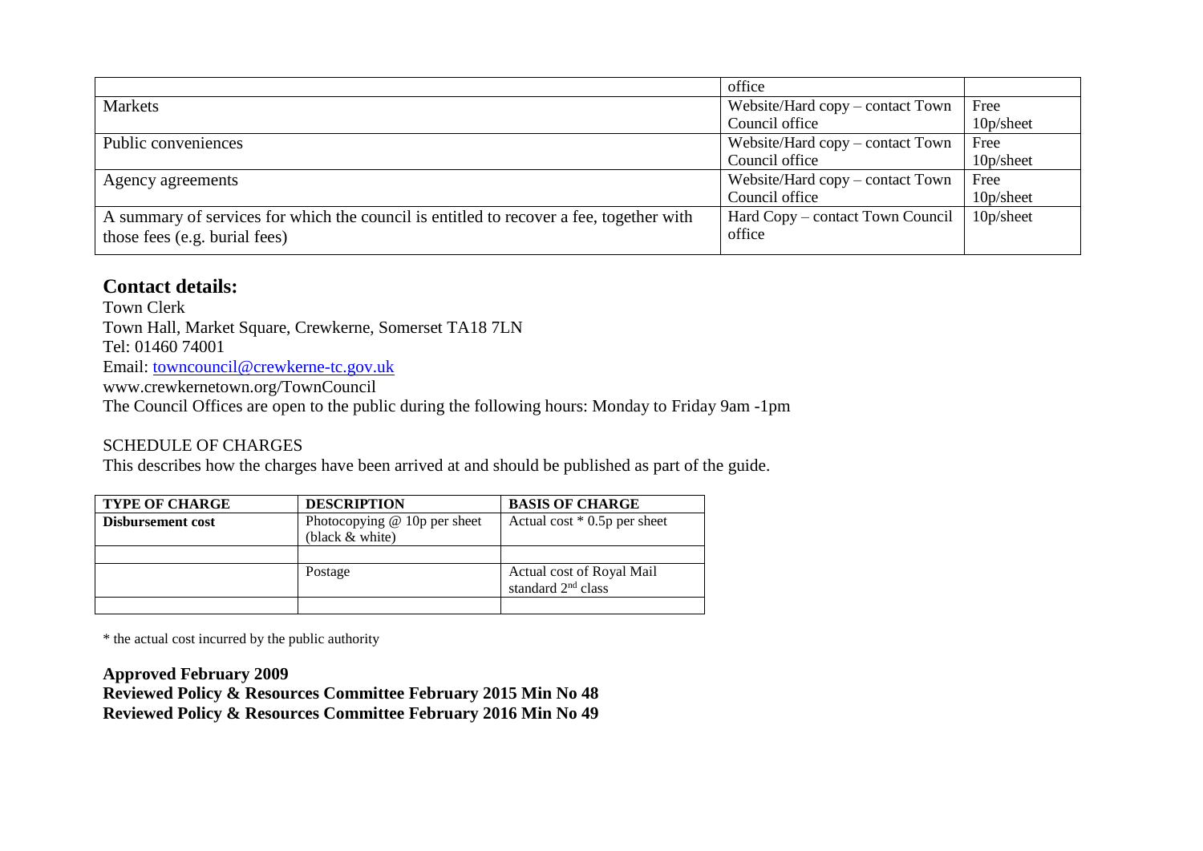| | | |
|---|---|---|
| | office | |
| Markets | Website/Hard copy – contact Town Council office | Free<br>10p/sheet |
| Public conveniences | Website/Hard copy – contact Town Council office | Free<br>10p/sheet |
| Agency agreements | Website/Hard copy – contact Town Council office | Free<br>10p/sheet |
| A summary of services for which the council is entitled to recover a fee, together with those fees (e.g. burial fees) | Hard Copy – contact Town Council office | 10p/sheet |

## Contact details:

Town Clerk
Town Hall, Market Square, Crewkerne, Somerset TA18 7LN
Tel: 01460 74001
Email: towncouncil@crewkerne-tc.gov.uk
www.crewkernetown.org/TownCouncil
The Council Offices are open to the public during the following hours: Monday to Friday 9am -1pm

SCHEDULE OF CHARGES
This describes how the charges have been arrived at and should be published as part of the guide.

| TYPE OF CHARGE | DESCRIPTION | BASIS OF CHARGE |
|---|---|---|
| **Disbursement cost** | Photocopying @ 10p per sheet (black & white) | Actual cost * 0.5p per sheet |
| | | |
| | Postage | Actual cost of Royal Mail standard 2nd class |
| | | |

* the actual cost incurred by the public authority

**Approved February 2009**
**Reviewed Policy & Resources Committee February 2015 Min No 48**
**Reviewed Policy & Resources Committee February 2016 Min No 49**